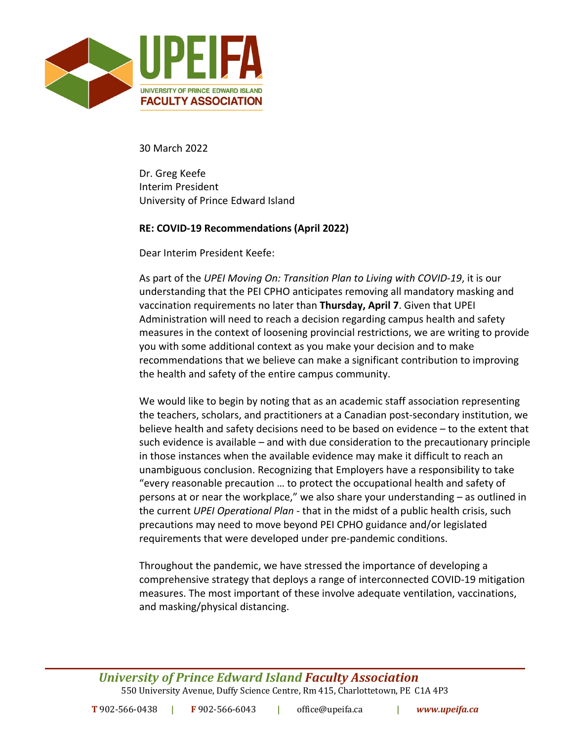30 March 2022

Dr. Greg Keefe
Interim President
University of Prince Edward Island

**RE: COVID-19 Recommendations (April 2022)**

Dear Interim President Keefe:

As part of the *UPEI Moving On: Transition Plan to Living with COVID-19*, it is our understanding that the PEI CPHO anticipates removing all mandatory masking and vaccination requirements no later than **Thursday, April 7**. Given that UPEI Administration will need to reach a decision regarding campus health and safety measures in the context of loosening provincial restrictions, we are writing to provide you with some additional context as you make your decision and to make recommendations that we believe can make a significant contribution to improving the health and safety of the entire campus community.

We would like to begin by noting that as an academic staff association representing the teachers, scholars, and practitioners at a Canadian post-secondary institution, we believe health and safety decisions need to be based on evidence – to the extent that such evidence is available – and with due consideration to the precautionary principle in those instances when the available evidence may make it difficult to reach an unambiguous conclusion. Recognizing that Employers have a responsibility to take "every reasonable precaution … to protect the occupational health and safety of persons at or near the workplace," we also share your understanding – as outlined in the current *UPEI Operational Plan* - that in the midst of a public health crisis, such precautions may need to move beyond PEI CPHO guidance and/or legislated requirements that were developed under pre-pandemic conditions.

Throughout the pandemic, we have stressed the importance of developing a comprehensive strategy that deploys a range of interconnected COVID-19 mitigation measures. The most important of these involve adequate ventilation, vaccinations, and masking/physical distancing.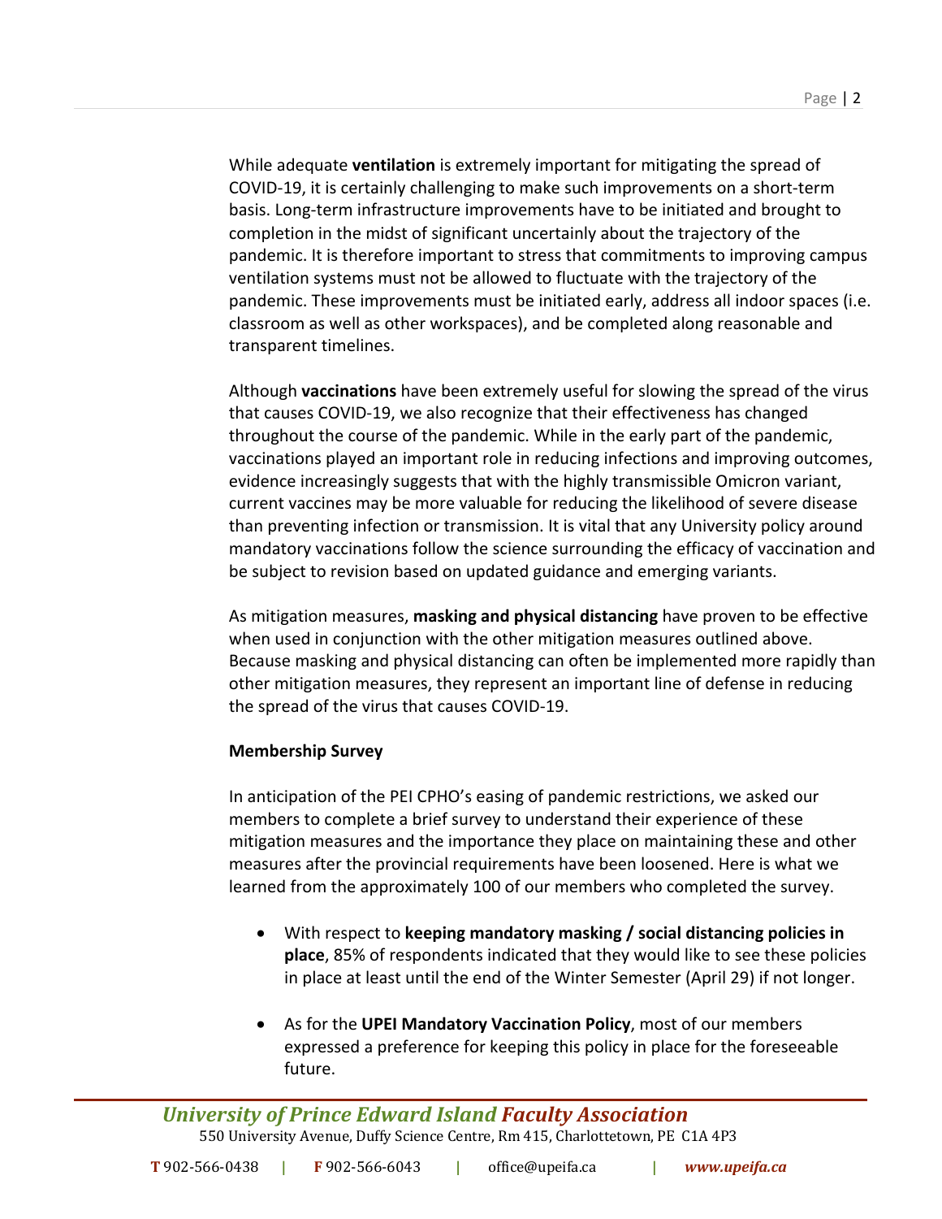While adequate **ventilation** is extremely important for mitigating the spread of COVID-19, it is certainly challenging to make such improvements on a short-term basis. Long-term infrastructure improvements have to be initiated and brought to completion in the midst of significant uncertainly about the trajectory of the pandemic. It is therefore important to stress that commitments to improving campus ventilation systems must not be allowed to fluctuate with the trajectory of the pandemic. These improvements must be initiated early, address all indoor spaces (i.e. classroom as well as other workspaces), and be completed along reasonable and transparent timelines.

Although **vaccinations** have been extremely useful for slowing the spread of the virus that causes COVID-19, we also recognize that their effectiveness has changed throughout the course of the pandemic. While in the early part of the pandemic, vaccinations played an important role in reducing infections and improving outcomes, evidence increasingly suggests that with the highly transmissible Omicron variant, current vaccines may be more valuable for reducing the likelihood of severe disease than preventing infection or transmission. It is vital that any University policy around mandatory vaccinations follow the science surrounding the efficacy of vaccination and be subject to revision based on updated guidance and emerging variants.

As mitigation measures, **masking and physical distancing** have proven to be effective when used in conjunction with the other mitigation measures outlined above. Because masking and physical distancing can often be implemented more rapidly than other mitigation measures, they represent an important line of defense in reducing the spread of the virus that causes COVID-19.

**Membership Survey**

In anticipation of the PEI CPHO's easing of pandemic restrictions, we asked our members to complete a brief survey to understand their experience of these mitigation measures and the importance they place on maintaining these and other measures after the provincial requirements have been loosened. Here is what we learned from the approximately 100 of our members who completed the survey.

- With respect to **keeping mandatory masking / social distancing policies in place**, 85% of respondents indicated that they would like to see these policies in place at least until the end of the Winter Semester (April 29) if not longer.
- As for the **UPEI Mandatory Vaccination Policy**, most of our members expressed a preference for keeping this policy in place for the foreseeable future.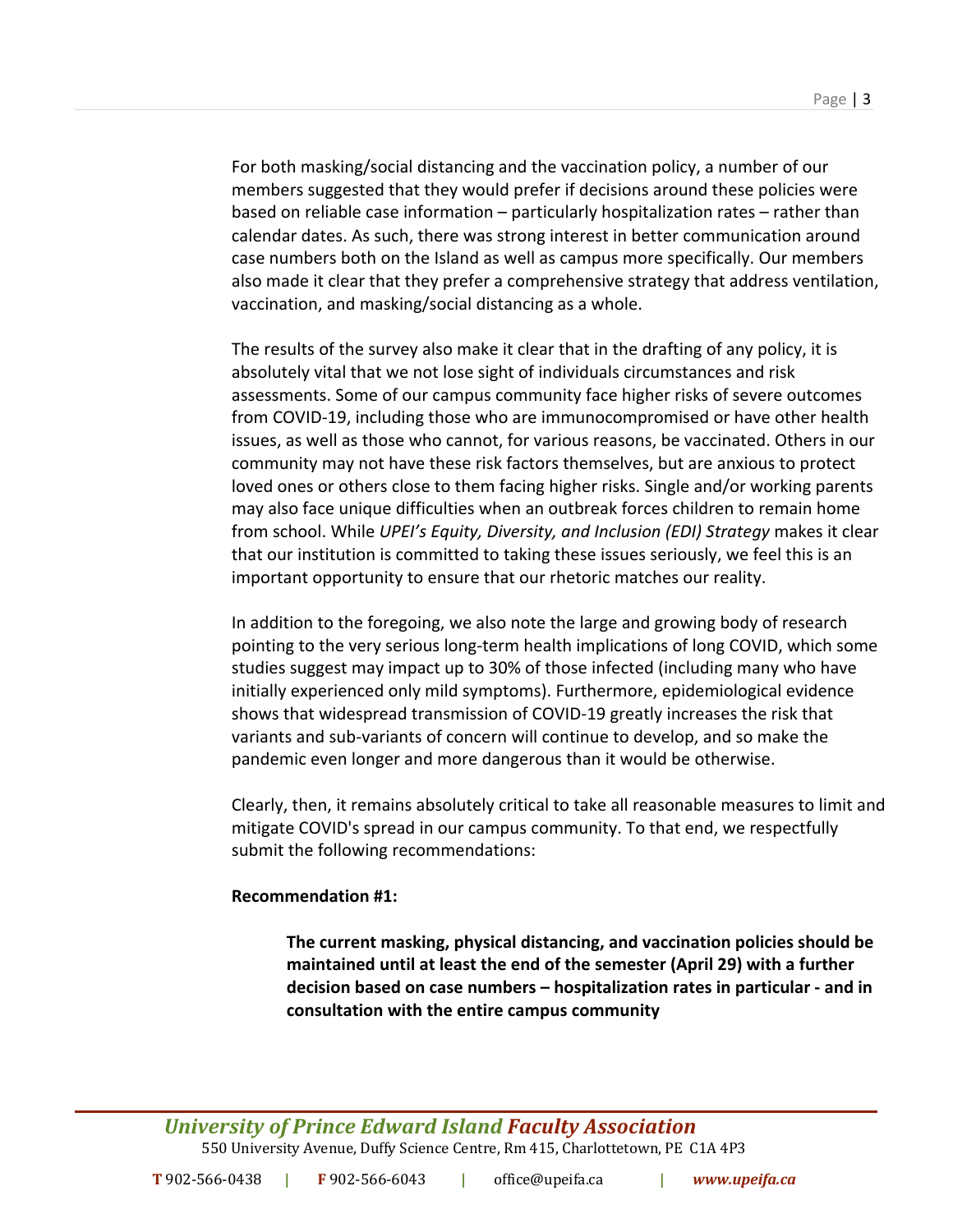For both masking/social distancing and the vaccination policy, a number of our members suggested that they would prefer if decisions around these policies were based on reliable case information – particularly hospitalization rates – rather than calendar dates. As such, there was strong interest in better communication around case numbers both on the Island as well as campus more specifically. Our members also made it clear that they prefer a comprehensive strategy that address ventilation, vaccination, and masking/social distancing as a whole.

The results of the survey also make it clear that in the drafting of any policy, it is absolutely vital that we not lose sight of individuals circumstances and risk assessments. Some of our campus community face higher risks of severe outcomes from COVID-19, including those who are immunocompromised or have other health issues, as well as those who cannot, for various reasons, be vaccinated. Others in our community may not have these risk factors themselves, but are anxious to protect loved ones or others close to them facing higher risks. Single and/or working parents may also face unique difficulties when an outbreak forces children to remain home from school. While *UPEI's Equity, Diversity, and Inclusion (EDI) Strategy* makes it clear that our institution is committed to taking these issues seriously, we feel this is an important opportunity to ensure that our rhetoric matches our reality.

In addition to the foregoing, we also note the large and growing body of research pointing to the very serious long-term health implications of long COVID, which some studies suggest may impact up to 30% of those infected (including many who have initially experienced only mild symptoms). Furthermore, epidemiological evidence shows that widespread transmission of COVID-19 greatly increases the risk that variants and sub-variants of concern will continue to develop, and so make the pandemic even longer and more dangerous than it would be otherwise.

Clearly, then, it remains absolutely critical to take all reasonable measures to limit and mitigate COVID's spread in our campus community. To that end, we respectfully submit the following recommendations:

**Recommendation #1:**

> **The current masking, physical distancing, and vaccination policies should be maintained until at least the end of the semester (April 29) with a further decision based on case numbers – hospitalization rates in particular - and in consultation with the entire campus community**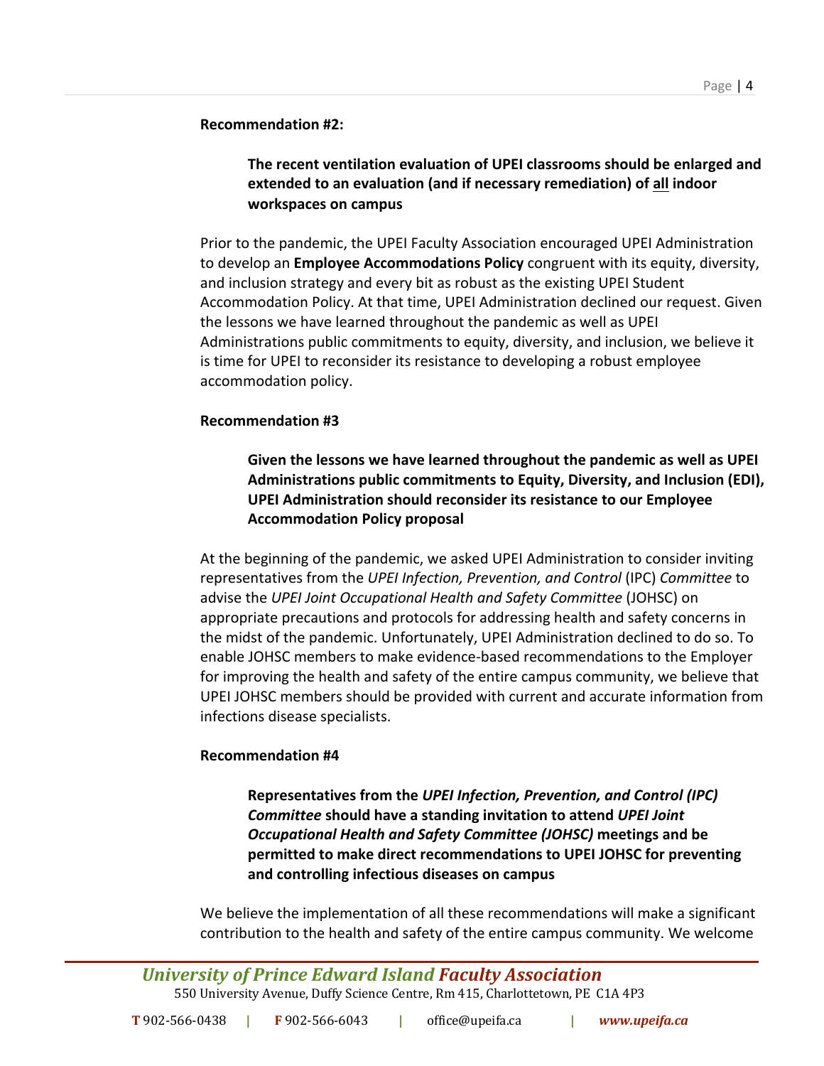**Recommendation #2:**

> **The recent ventilation evaluation of UPEI classrooms should be enlarged and extended to an evaluation (and if necessary remediation) of <u>all</u> indoor workspaces on campus**

Prior to the pandemic, the UPEI Faculty Association encouraged UPEI Administration to develop an **Employee Accommodations Policy** congruent with its equity, diversity, and inclusion strategy and every bit as robust as the existing UPEI Student Accommodation Policy. At that time, UPEI Administration declined our request. Given the lessons we have learned throughout the pandemic as well as UPEI Administrations public commitments to equity, diversity, and inclusion, we believe it is time for UPEI to reconsider its resistance to developing a robust employee accommodation policy.

**Recommendation #3**

> **Given the lessons we have learned throughout the pandemic as well as UPEI Administrations public commitments to Equity, Diversity, and Inclusion (EDI), UPEI Administration should reconsider its resistance to our Employee Accommodation Policy proposal**

At the beginning of the pandemic, we asked UPEI Administration to consider inviting representatives from the *UPEI Infection, Prevention, and Control* (IPC) *Committee* to advise the *UPEI Joint Occupational Health and Safety Committee* (JOHSC) on appropriate precautions and protocols for addressing health and safety concerns in the midst of the pandemic. Unfortunately, UPEI Administration declined to do so. To enable JOHSC members to make evidence-based recommendations to the Employer for improving the health and safety of the entire campus community, we believe that UPEI JOHSC members should be provided with current and accurate information from infections disease specialists.

**Recommendation #4**

> **Representatives from the *UPEI Infection, Prevention, and Control (IPC) Committee* should have a standing invitation to attend *UPEI Joint Occupational Health and Safety Committee (JOHSC)* meetings and be permitted to make direct recommendations to UPEI JOHSC for preventing and controlling infectious diseases on campus**

We believe the implementation of all these recommendations will make a significant contribution to the health and safety of the entire campus community. We welcome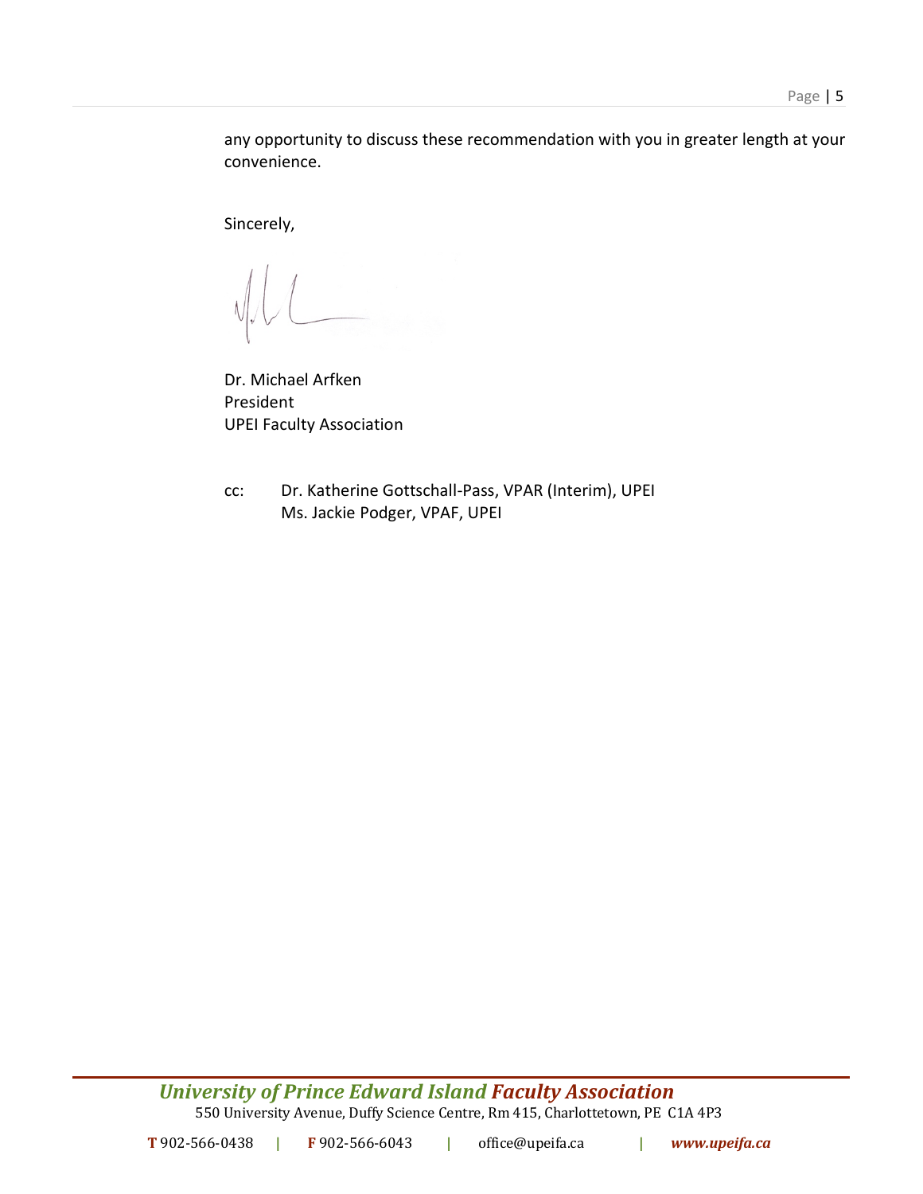any opportunity to discuss these recommendation with you in greater length at your convenience.

Sincerely,

Dr. Michael Arfken
President
UPEI Faculty Association

cc: Dr. Katherine Gottschall-Pass, VPAR (Interim), UPEI
Ms. Jackie Podger, VPAF, UPEI